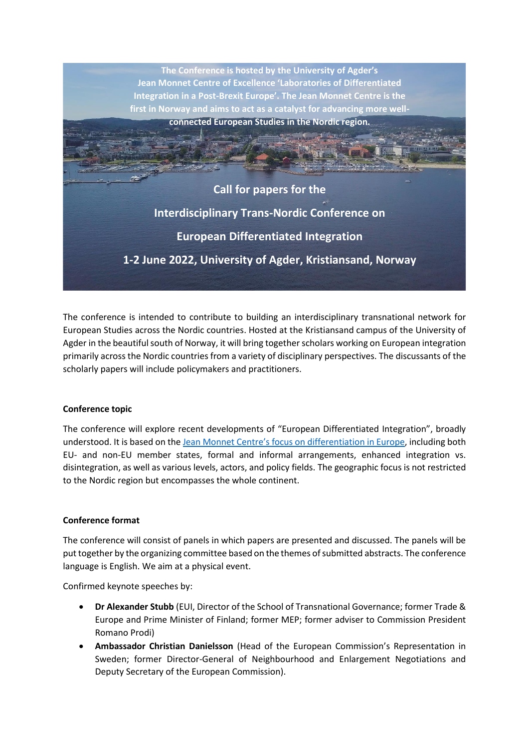The Conference is hosted by the University of Agder's Jean Monnet Centre of Excellence 'Laboratories of Differentiated Integration in a Post-Brexit Europe'. The Jean Monnet Centre is the first in Norway and aims to act as a catalyst for advancing more well-connected European Studies in the Nordic region.

# Call for papers for the Interdisciplinary Trans-Nordic Conference on European Differentiated Integration

## 1-2 June 2022, University of Agder, Kristiansand, Norway

The conference is intended to contribute to building an interdisciplinary transnational network for European Studies across the Nordic countries. Hosted at the Kristiansand campus of the University of Agder in the beautiful south of Norway, it will bring together scholars working on European integration primarily across the Nordic countries from a variety of disciplinary perspectives. The discussants of the scholarly papers will include policymakers and practitioners.

**Conference topic**

The conference will explore recent developments of "European Differentiated Integration", broadly understood. It is based on the Jean Monnet Centre's focus on differentiation in Europe, including both EU- and non-EU member states, formal and informal arrangements, enhanced integration vs. disintegration, as well as various levels, actors, and policy fields. The geographic focus is not restricted to the Nordic region but encompasses the whole continent.

**Conference format**

The conference will consist of panels in which papers are presented and discussed. The panels will be put together by the organizing committee based on the themes of submitted abstracts. The conference language is English. We aim at a physical event.

Confirmed keynote speeches by:

- **Dr Alexander Stubb** (EUI, Director of the School of Transnational Governance; former Trade & Europe and Prime Minister of Finland; former MEP; former adviser to Commission President Romano Prodi)
- **Ambassador Christian Danielsson** (Head of the European Commission's Representation in Sweden; former Director-General of Neighbourhood and Enlargement Negotiations and Deputy Secretary of the European Commission).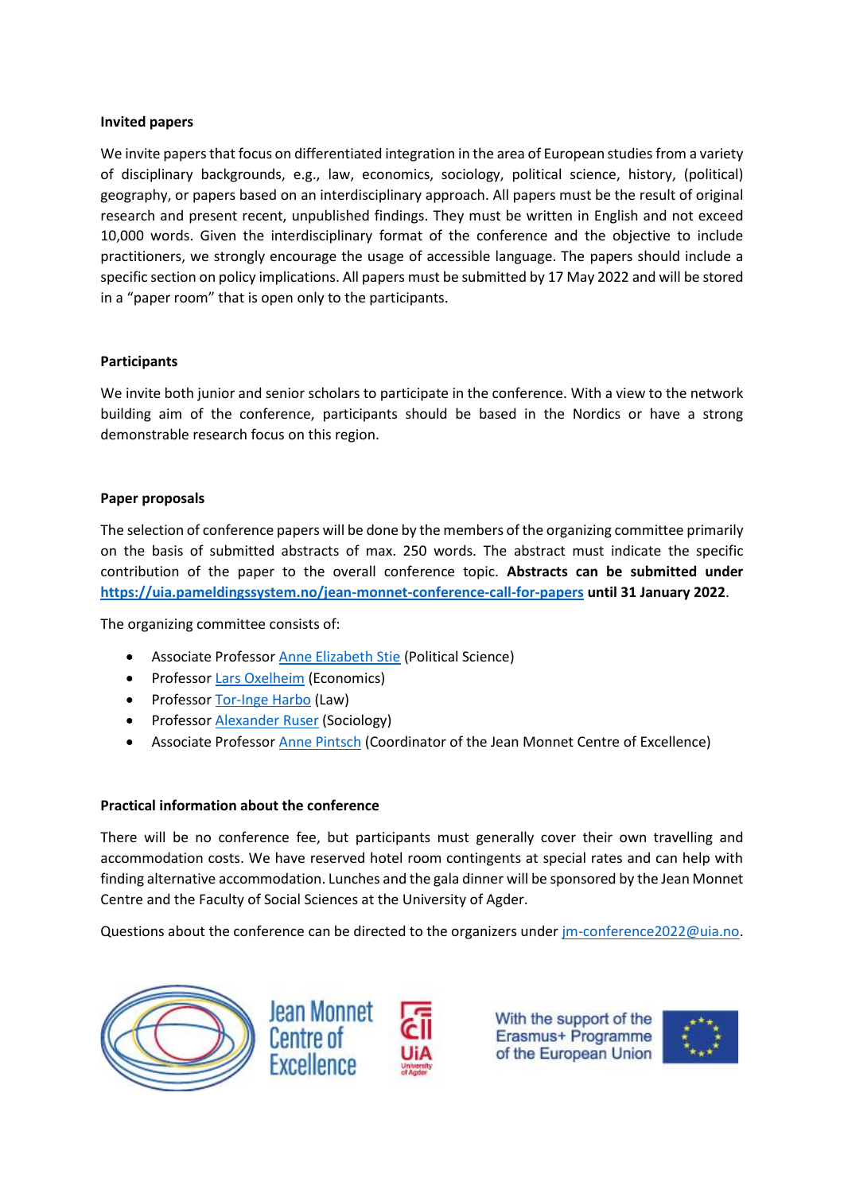**Invited papers**

We invite papers that focus on differentiated integration in the area of European studies from a variety of disciplinary backgrounds, e.g., law, economics, sociology, political science, history, (political) geography, or papers based on an interdisciplinary approach. All papers must be the result of original research and present recent, unpublished findings. They must be written in English and not exceed 10,000 words. Given the interdisciplinary format of the conference and the objective to include practitioners, we strongly encourage the usage of accessible language. The papers should include a specific section on policy implications. All papers must be submitted by 17 May 2022 and will be stored in a "paper room" that is open only to the participants.

**Participants**

We invite both junior and senior scholars to participate in the conference. With a view to the network building aim of the conference, participants should be based in the Nordics or have a strong demonstrable research focus on this region.

**Paper proposals**

The selection of conference papers will be done by the members of the organizing committee primarily on the basis of submitted abstracts of max. 250 words. The abstract must indicate the specific contribution of the paper to the overall conference topic. **Abstracts can be submitted under [https://uia.pameldingssystem.no/jean-monnet-conference-call-for-papers](https://uia.pameldingssystem.no/jean-monnet-conference-call-for-papers) until 31 January 2022**.

The organizing committee consists of:

- Associate Professor Anne Elizabeth Stie (Political Science)
- Professor Lars Oxelheim (Economics)
- Professor Tor-Inge Harbo (Law)
- Professor Alexander Ruser (Sociology)
- Associate Professor Anne Pintsch (Coordinator of the Jean Monnet Centre of Excellence)

**Practical information about the conference**

There will be no conference fee, but participants must generally cover their own travelling and accommodation costs. We have reserved hotel room contingents at special rates and can help with finding alternative accommodation. Lunches and the gala dinner will be sponsored by the Jean Monnet Centre and the Faculty of Social Sciences at the University of Agder.

Questions about the conference can be directed to the organizers under jm-conference2022@uia.no.

Jean Monnet Centre of Excellence

UiA University of Agder

With the support of the Erasmus+ Programme of the European Union